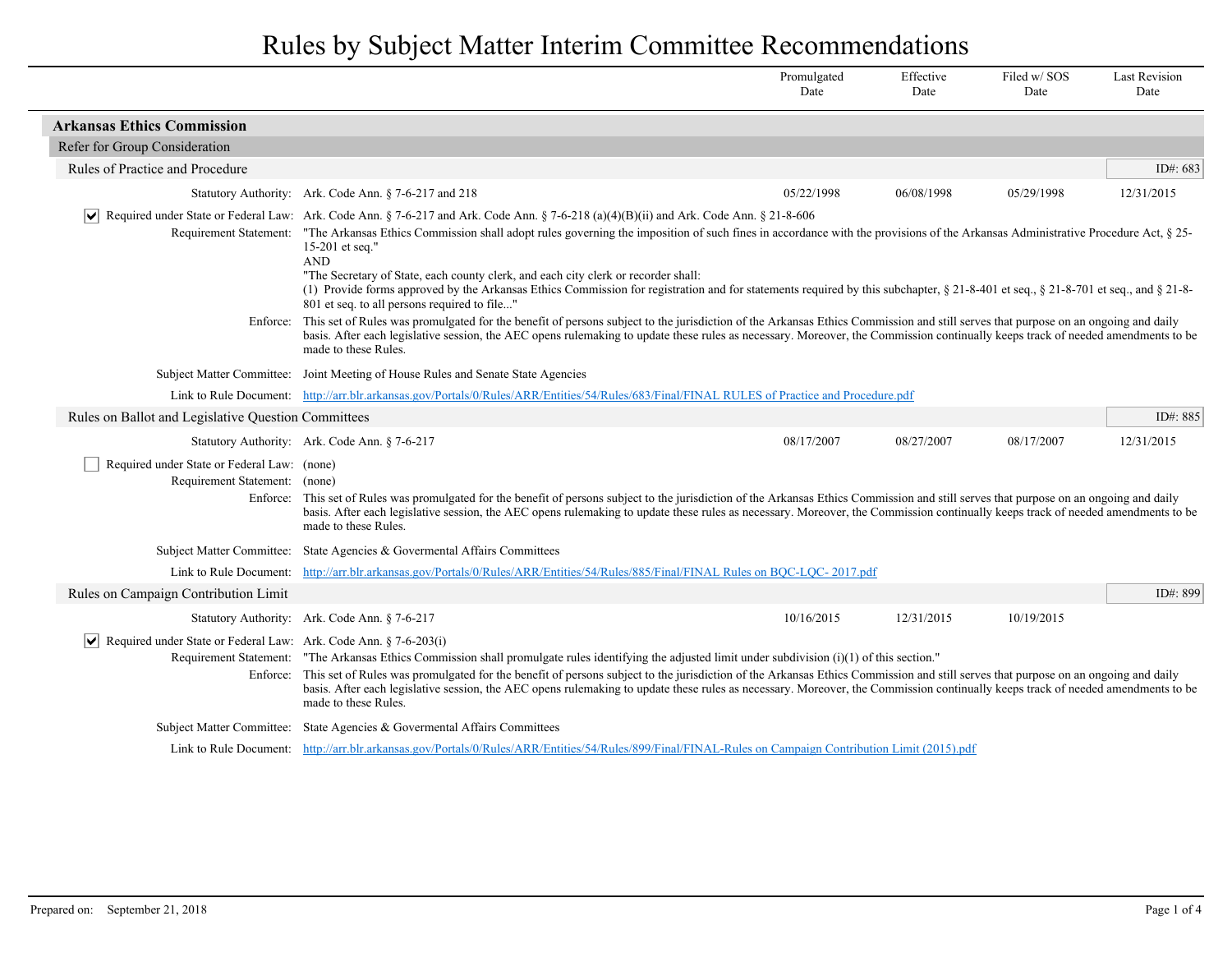# Rules by Subject Matter Interim Committee Recommendations

## Arkansas Ethics Commission

### Refer for Group Consideration

#### Rules of Practice and Procedure

ID#: 683

| | Promulgated Date | Effective Date | Filed w/ SOS Date | Last Revision Date |
|---|---|---|---|---|
| Statutory Authority: Ark. Code Ann. § 7-6-217 and 218 | 05/22/1998 | 06/08/1998 | 05/29/1998 | 12/31/2015 |

- [x] **Required under State or Federal Law:** Ark. Code Ann. § 7-6-217 and Ark. Code Ann. § 7-6-218 (a)(4)(B)(ii) and Ark. Code Ann. § 21-8-606

**Requirement Statement:** "The Arkansas Ethics Commission shall adopt rules governing the imposition of such fines in accordance with the provisions of the Arkansas Administrative Procedure Act, § 25-15-201 et seq."
AND
"The Secretary of State, each county clerk, and each city clerk or recorder shall:
(1) Provide forms approved by the Arkansas Ethics Commission for registration and for statements required by this subchapter, § 21-8-401 et seq., § 21-8-701 et seq., and § 21-8-801 et seq. to all persons required to file..."

**Enforce:** This set of Rules was promulgated for the benefit of persons subject to the jurisdiction of the Arkansas Ethics Commission and still serves that purpose on an ongoing and daily basis. After each legislative session, the AEC opens rulemaking to update these rules as necessary. Moreover, the Commission continually keeps track of needed amendments to be made to these Rules.

**Subject Matter Committee:** Joint Meeting of House Rules and Senate State Agencies

**Link to Rule Document:** http://arr.blr.arkansas.gov/Portals/0/Rules/ARR/Entities/54/Rules/683/Final/FINAL RULES of Practice and Procedure.pdf

#### Rules on Ballot and Legislative Question Committees

ID#: 885

| | Promulgated Date | Effective Date | Filed w/ SOS Date | Last Revision Date |
|---|---|---|---|---|
| Statutory Authority: Ark. Code Ann. § 7-6-217 | 08/17/2007 | 08/27/2007 | 08/17/2007 | 12/31/2015 |

- [ ] **Required under State or Federal Law:** (none)

**Requirement Statement:** (none)

**Enforce:** This set of Rules was promulgated for the benefit of persons subject to the jurisdiction of the Arkansas Ethics Commission and still serves that purpose on an ongoing and daily basis. After each legislative session, the AEC opens rulemaking to update these rules as necessary. Moreover, the Commission continually keeps track of needed amendments to be made to these Rules.

**Subject Matter Committee:** State Agencies & Govermental Affairs Committees

**Link to Rule Document:** http://arr.blr.arkansas.gov/Portals/0/Rules/ARR/Entities/54/Rules/885/Final/FINAL Rules on BQC-LQC- 2017.pdf

#### Rules on Campaign Contribution Limit

ID#: 899

| | Promulgated Date | Effective Date | Filed w/ SOS Date | Last Revision Date |
|---|---|---|---|---|
| Statutory Authority: Ark. Code Ann. § 7-6-217 | 10/16/2015 | 12/31/2015 | 10/19/2015 | |

- [x] **Required under State or Federal Law:** Ark. Code Ann. § 7-6-203(i)

**Requirement Statement:** "The Arkansas Ethics Commission shall promulgate rules identifying the adjusted limit under subdivision (i)(1) of this section."

**Enforce:** This set of Rules was promulgated for the benefit of persons subject to the jurisdiction of the Arkansas Ethics Commission and still serves that purpose on an ongoing and daily basis. After each legislative session, the AEC opens rulemaking to update these rules as necessary. Moreover, the Commission continually keeps track of needed amendments to be made to these Rules.

**Subject Matter Committee:** State Agencies & Govermental Affairs Committees

**Link to Rule Document:** http://arr.blr.arkansas.gov/Portals/0/Rules/ARR/Entities/54/Rules/899/Final/FINAL-Rules on Campaign Contribution Limit (2015).pdf

Prepared on: September 21, 2018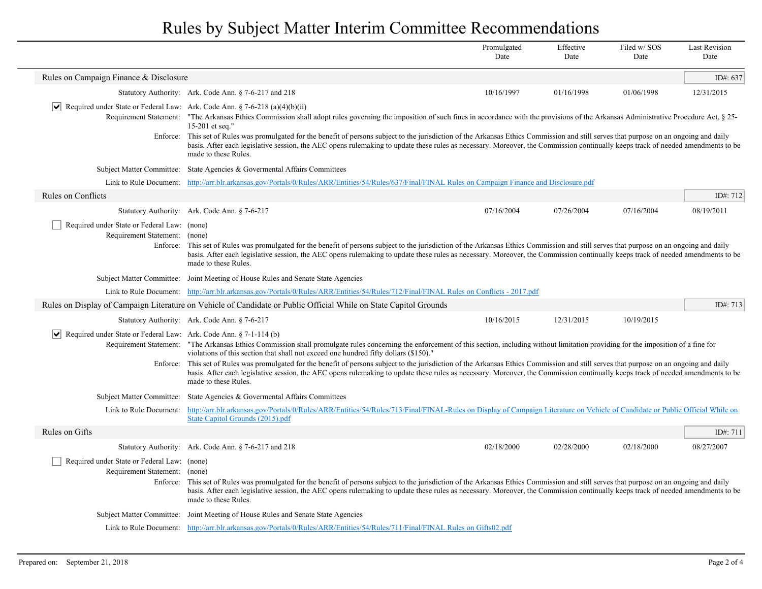# Rules by Subject Matter Interim Committee Recommendations

| | Promulgated Date | Effective Date | Filed w/ SOS Date | Last Revision Date |
|---|---|---|---|---|

## Rules on Campaign Finance & Disclosure

ID#: 637

| | Promulgated Date | Effective Date | Filed w/ SOS Date | Last Revision Date |
|---|---|---|---|---|
| Statutory Authority: Ark. Code Ann. § 7-6-217 and 218 | 10/16/1997 | 01/16/1998 | 01/06/1998 | 12/31/2015 |

☑ Required under State or Federal Law: Ark. Code Ann. § 7-6-218 (a)(4)(b)(ii)

Requirement Statement: "The Arkansas Ethics Commission shall adopt rules governing the imposition of such fines in accordance with the provisions of the Arkansas Administrative Procedure Act, § 25-15-201 et seq."

Enforce: This set of Rules was promulgated for the benefit of persons subject to the jurisdiction of the Arkansas Ethics Commission and still serves that purpose on an ongoing and daily basis. After each legislative session, the AEC opens rulemaking to update these rules as necessary. Moreover, the Commission continually keeps track of needed amendments to be made to these Rules.

Subject Matter Committee: State Agencies & Govermental Affairs Committees

Link to Rule Document: http://arr.blr.arkansas.gov/Portals/0/Rules/ARR/Entities/54/Rules/637/Final/FINAL Rules on Campaign Finance and Disclosure.pdf

## Rules on Conflicts

ID#: 712

| | Promulgated Date | Effective Date | Filed w/ SOS Date | Last Revision Date |
|---|---|---|---|---|
| Statutory Authority: Ark. Code Ann. § 7-6-217 | 07/16/2004 | 07/26/2004 | 07/16/2004 | 08/19/2011 |

☐ Required under State or Federal Law: (none)

Requirement Statement: (none)

Enforce: This set of Rules was promulgated for the benefit of persons subject to the jurisdiction of the Arkansas Ethics Commission and still serves that purpose on an ongoing and daily basis. After each legislative session, the AEC opens rulemaking to update these rules as necessary. Moreover, the Commission continually keeps track of needed amendments to be made to these Rules.

Subject Matter Committee: Joint Meeting of House Rules and Senate State Agencies

Link to Rule Document: http://arr.blr.arkansas.gov/Portals/0/Rules/ARR/Entities/54/Rules/712/Final/FINAL Rules on Conflicts - 2017.pdf

## Rules on Display of Campaign Literature on Vehicle of Candidate or Public Official While on State Capitol Grounds

ID#: 713

| | Promulgated Date | Effective Date | Filed w/ SOS Date | Last Revision Date |
|---|---|---|---|---|
| Statutory Authority: Ark. Code Ann. § 7-6-217 | 10/16/2015 | 12/31/2015 | 10/19/2015 | |

☑ Required under State or Federal Law: Ark. Code Ann. § 7-1-114 (b)

Requirement Statement: "The Arkansas Ethics Commission shall promulgate rules concerning the enforcement of this section, including without limitation providing for the imposition of a fine for violations of this section that shall not exceed one hundred fifty dollars ($150)."

Enforce: This set of Rules was promulgated for the benefit of persons subject to the jurisdiction of the Arkansas Ethics Commission and still serves that purpose on an ongoing and daily basis. After each legislative session, the AEC opens rulemaking to update these rules as necessary. Moreover, the Commission continually keeps track of needed amendments to be made to these Rules.

Subject Matter Committee: State Agencies & Govermental Affairs Committees

Link to Rule Document: http://arr.blr.arkansas.gov/Portals/0/Rules/ARR/Entities/54/Rules/713/Final/FINAL-Rules on Display of Campaign Literature on Vehicle of Candidate or Public Official While on State Capitol Grounds (2015).pdf

## Rules on Gifts

ID#: 711

| | Promulgated Date | Effective Date | Filed w/ SOS Date | Last Revision Date |
|---|---|---|---|---|
| Statutory Authority: Ark. Code Ann. § 7-6-217 and 218 | 02/18/2000 | 02/28/2000 | 02/18/2000 | 08/27/2007 |

☐ Required under State or Federal Law: (none)

Requirement Statement: (none)

Enforce: This set of Rules was promulgated for the benefit of persons subject to the jurisdiction of the Arkansas Ethics Commission and still serves that purpose on an ongoing and daily basis. After each legislative session, the AEC opens rulemaking to update these rules as necessary. Moreover, the Commission continually keeps track of needed amendments to be made to these Rules.

Subject Matter Committee: Joint Meeting of House Rules and Senate State Agencies

Link to Rule Document: http://arr.blr.arkansas.gov/Portals/0/Rules/ARR/Entities/54/Rules/711/Final/FINAL Rules on Gifts02.pdf

Prepared on: September 21, 2018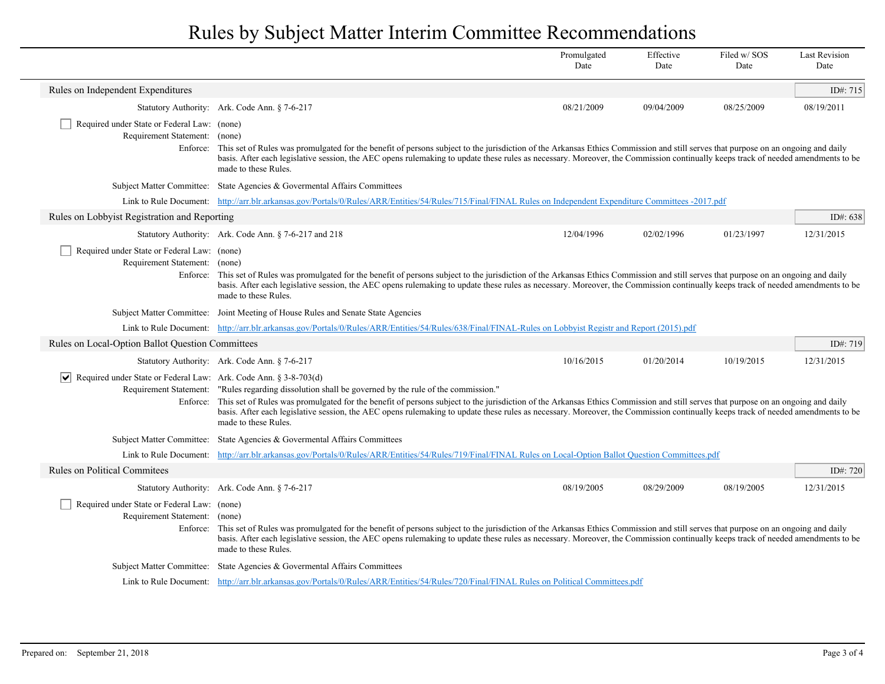# Rules by Subject Matter Interim Committee Recommendations

| | Promulgated Date | Effective Date | Filed w/ SOS Date | Last Revision Date |
|---|---|---|---|---|

## Rules on Independent Expenditures

ID#: 715

| Statutory Authority: Ark. Code Ann. § 7-6-217 | Promulgated Date | Effective Date | Filed w/ SOS Date | Last Revision Date |
|---|---|---|---|---|
| | 08/21/2009 | 09/04/2009 | 08/25/2009 | 08/19/2011 |

☐ Required under State or Federal Law: (none)

Requirement Statement: (none)

Enforce: This set of Rules was promulgated for the benefit of persons subject to the jurisdiction of the Arkansas Ethics Commission and still serves that purpose on an ongoing and daily basis. After each legislative session, the AEC opens rulemaking to update these rules as necessary. Moreover, the Commission continually keeps track of needed amendments to be made to these Rules.

Subject Matter Committee: State Agencies & Govermental Affairs Committees

Link to Rule Document: [http://arr.blr.arkansas.gov/Portals/0/Rules/ARR/Entities/54/Rules/715/Final/FINAL Rules on Independent Expenditure Committees -2017.pdf](http://arr.blr.arkansas.gov/Portals/0/Rules/ARR/Entities/54/Rules/715/Final/FINAL Rules on Independent Expenditure Committees -2017.pdf)

## Rules on Lobbyist Registration and Reporting

ID#: 638

| Statutory Authority: Ark. Code Ann. § 7-6-217 and 218 | Promulgated Date | Effective Date | Filed w/ SOS Date | Last Revision Date |
|---|---|---|---|---|
| | 12/04/1996 | 02/02/1996 | 01/23/1997 | 12/31/2015 |

☐ Required under State or Federal Law: (none)

Requirement Statement: (none)

Enforce: This set of Rules was promulgated for the benefit of persons subject to the jurisdiction of the Arkansas Ethics Commission and still serves that purpose on an ongoing and daily basis. After each legislative session, the AEC opens rulemaking to update these rules as necessary. Moreover, the Commission continually keeps track of needed amendments to be made to these Rules.

Subject Matter Committee: Joint Meeting of House Rules and Senate State Agencies

Link to Rule Document: [http://arr.blr.arkansas.gov/Portals/0/Rules/ARR/Entities/54/Rules/638/Final/FINAL-Rules on Lobbyist Registr and Report (2015).pdf](http://arr.blr.arkansas.gov/Portals/0/Rules/ARR/Entities/54/Rules/638/Final/FINAL-Rules on Lobbyist Registr and Report (2015).pdf)

## Rules on Local-Option Ballot Question Committees

ID#: 719

| Statutory Authority: Ark. Code Ann. § 7-6-217 | Promulgated Date | Effective Date | Filed w/ SOS Date | Last Revision Date |
|---|---|---|---|---|
| | 10/16/2015 | 01/20/2014 | 10/19/2015 | 12/31/2015 |

☑ Required under State or Federal Law: Ark. Code Ann. § 3-8-703(d)

Requirement Statement: "Rules regarding dissolution shall be governed by the rule of the commission."

Enforce: This set of Rules was promulgated for the benefit of persons subject to the jurisdiction of the Arkansas Ethics Commission and still serves that purpose on an ongoing and daily basis. After each legislative session, the AEC opens rulemaking to update these rules as necessary. Moreover, the Commission continually keeps track of needed amendments to be made to these Rules.

Subject Matter Committee: State Agencies & Govermental Affairs Committees

Link to Rule Document: [http://arr.blr.arkansas.gov/Portals/0/Rules/ARR/Entities/54/Rules/719/Final/FINAL Rules on Local-Option Ballot Question Committees.pdf](http://arr.blr.arkansas.gov/Portals/0/Rules/ARR/Entities/54/Rules/719/Final/FINAL Rules on Local-Option Ballot Question Committees.pdf)

## Rules on Political Commitees

ID#: 720

| Statutory Authority: Ark. Code Ann. § 7-6-217 | Promulgated Date | Effective Date | Filed w/ SOS Date | Last Revision Date |
|---|---|---|---|---|
| | 08/19/2005 | 08/29/2009 | 08/19/2005 | 12/31/2015 |

☐ Required under State or Federal Law: (none)

Requirement Statement: (none)

Enforce: This set of Rules was promulgated for the benefit of persons subject to the jurisdiction of the Arkansas Ethics Commission and still serves that purpose on an ongoing and daily basis. After each legislative session, the AEC opens rulemaking to update these rules as necessary. Moreover, the Commission continually keeps track of needed amendments to be made to these Rules.

Subject Matter Committee: State Agencies & Govermental Affairs Committees

Link to Rule Document: [http://arr.blr.arkansas.gov/Portals/0/Rules/ARR/Entities/54/Rules/720/Final/FINAL Rules on Political Committees.pdf](http://arr.blr.arkansas.gov/Portals/0/Rules/ARR/Entities/54/Rules/720/Final/FINAL Rules on Political Committees.pdf)

Prepared on: September 21, 2018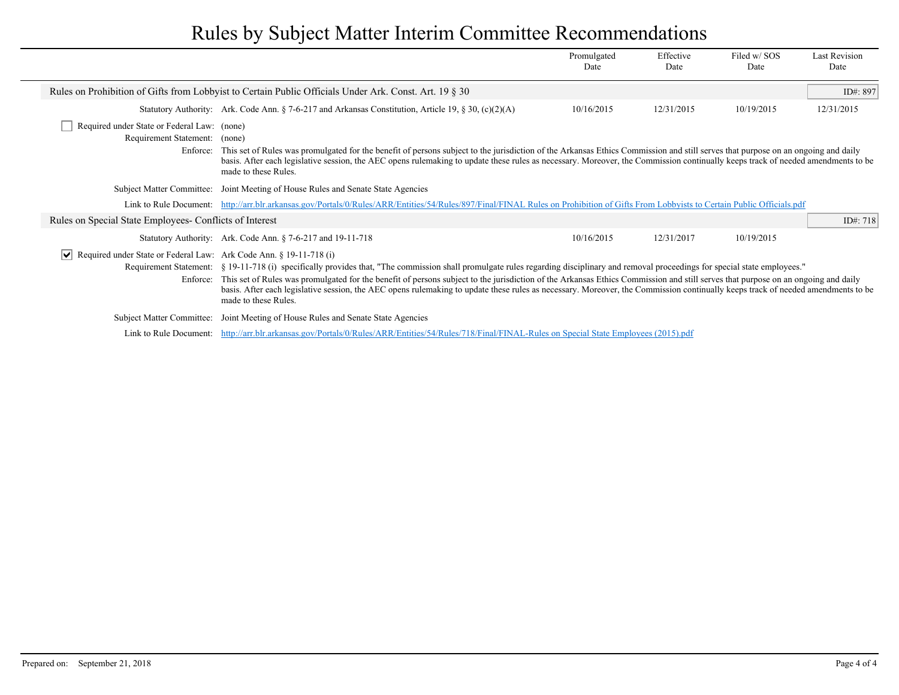# Rules by Subject Matter Interim Committee Recommendations

| | Promulgated Date | Effective Date | Filed w/ SOS Date | Last Revision Date |
|---|---|---|---|---|

## Rules on Prohibition of Gifts from Lobbyist to Certain Public Officials Under Ark. Const. Art. 19 § 30

ID#: 897

| | Promulgated Date | Effective Date | Filed w/ SOS Date | Last Revision Date |
|---|---|---|---|---|
| **Statutory Authority:** Ark. Code Ann. § 7-6-217 and Arkansas Constitution, Article 19, § 30, (c)(2)(A) | 10/16/2015 | 12/31/2015 | 10/19/2015 | 12/31/2015 |

☐ **Required under State or Federal Law:** (none)

**Requirement Statement:** (none)

**Enforce:** This set of Rules was promulgated for the benefit of persons subject to the jurisdiction of the Arkansas Ethics Commission and still serves that purpose on an ongoing and daily basis. After each legislative session, the AEC opens rulemaking to update these rules as necessary. Moreover, the Commission continually keeps track of needed amendments to be made to these Rules.

**Subject Matter Committee:** Joint Meeting of House Rules and Senate State Agencies

**Link to Rule Document:** [http://arr.blr.arkansas.gov/Portals/0/Rules/ARR/Entities/54/Rules/897/Final/FINAL Rules on Prohibition of Gifts From Lobbyists to Certain Public Officials.pdf](http://arr.blr.arkansas.gov/Portals/0/Rules/ARR/Entities/54/Rules/897/Final/FINAL Rules on Prohibition of Gifts From Lobbyists to Certain Public Officials.pdf)

## Rules on Special State Employees- Conflicts of Interest

ID#: 718

| | Promulgated Date | Effective Date | Filed w/ SOS Date | Last Revision Date |
|---|---|---|---|---|
| **Statutory Authority:** Ark. Code Ann. § 7-6-217 and 19-11-718 | 10/16/2015 | 12/31/2017 | 10/19/2015 | |

☑ **Required under State or Federal Law:** Ark Code Ann. § 19-11-718 (i)

**Requirement Statement:** § 19-11-718 (i) specifically provides that, "The commission shall promulgate rules regarding disciplinary and removal proceedings for special state employees."

**Enforce:** This set of Rules was promulgated for the benefit of persons subject to the jurisdiction of the Arkansas Ethics Commission and still serves that purpose on an ongoing and daily basis. After each legislative session, the AEC opens rulemaking to update these rules as necessary. Moreover, the Commission continually keeps track of needed amendments to be made to these Rules.

**Subject Matter Committee:** Joint Meeting of House Rules and Senate State Agencies

**Link to Rule Document:** [http://arr.blr.arkansas.gov/Portals/0/Rules/ARR/Entities/54/Rules/718/Final/FINAL-Rules on Special State Employees (2015).pdf](http://arr.blr.arkansas.gov/Portals/0/Rules/ARR/Entities/54/Rules/718/Final/FINAL-Rules on Special State Employees (2015).pdf)

Prepared on: September 21, 2018